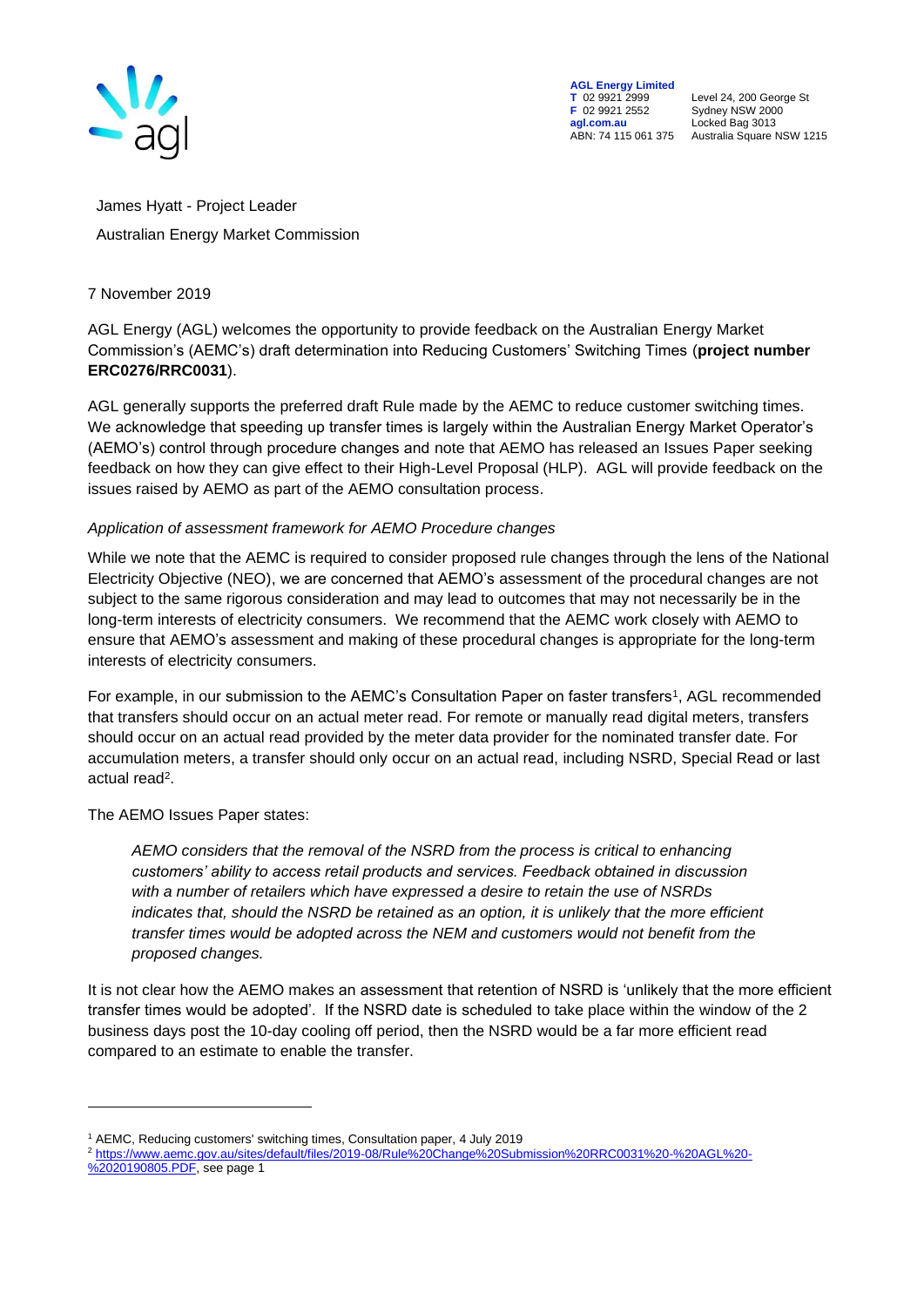**AGL Energy Limited**
**T** 02 9921 2999
**F** 02 9921 2552
**agl.com.au**
ABN: 74 115 061 375

Level 24, 200 George St
Sydney NSW 2000
Locked Bag 3013
Australia Square NSW 1215

James Hyatt - Project Leader

Australian Energy Market Commission

7 November 2019

AGL Energy (AGL) welcomes the opportunity to provide feedback on the Australian Energy Market Commission's (AEMC's) draft determination into Reducing Customers' Switching Times (**project number ERC0276/RRC0031**).

AGL generally supports the preferred draft Rule made by the AEMC to reduce customer switching times. We acknowledge that speeding up transfer times is largely within the Australian Energy Market Operator's (AEMO's) control through procedure changes and note that AEMO has released an Issues Paper seeking feedback on how they can give effect to their High-Level Proposal (HLP). AGL will provide feedback on the issues raised by AEMO as part of the AEMO consultation process.

*Application of assessment framework for AEMO Procedure changes*

While we note that the AEMC is required to consider proposed rule changes through the lens of the National Electricity Objective (NEO), we are concerned that AEMO's assessment of the procedural changes are not subject to the same rigorous consideration and may lead to outcomes that may not necessarily be in the long-term interests of electricity consumers. We recommend that the AEMC work closely with AEMO to ensure that AEMO's assessment and making of these procedural changes is appropriate for the long-term interests of electricity consumers.

For example, in our submission to the AEMC's Consultation Paper on faster transfers[1], AGL recommended that transfers should occur on an actual meter read. For remote or manually read digital meters, transfers should occur on an actual read provided by the meter data provider for the nominated transfer date. For accumulation meters, a transfer should only occur on an actual read, including NSRD, Special Read or last actual read[2].

The AEMO Issues Paper states:

> *AEMO considers that the removal of the NSRD from the process is critical to enhancing customers' ability to access retail products and services. Feedback obtained in discussion with a number of retailers which have expressed a desire to retain the use of NSRDs indicates that, should the NSRD be retained as an option, it is unlikely that the more efficient transfer times would be adopted across the NEM and customers would not benefit from the proposed changes.*

It is not clear how the AEMO makes an assessment that retention of NSRD is 'unlikely that the more efficient transfer times would be adopted'. If the NSRD date is scheduled to take place within the window of the 2 business days post the 10-day cooling off period, then the NSRD would be a far more efficient read compared to an estimate to enable the transfer.

---

[1] AEMC, Reducing customers' switching times, Consultation paper, 4 July 2019

[2] https://www.aemc.gov.au/sites/default/files/2019-08/Rule%20Change%20Submission%20RRC0031%20-%20AGL%20-%2020190805.PDF, see page 1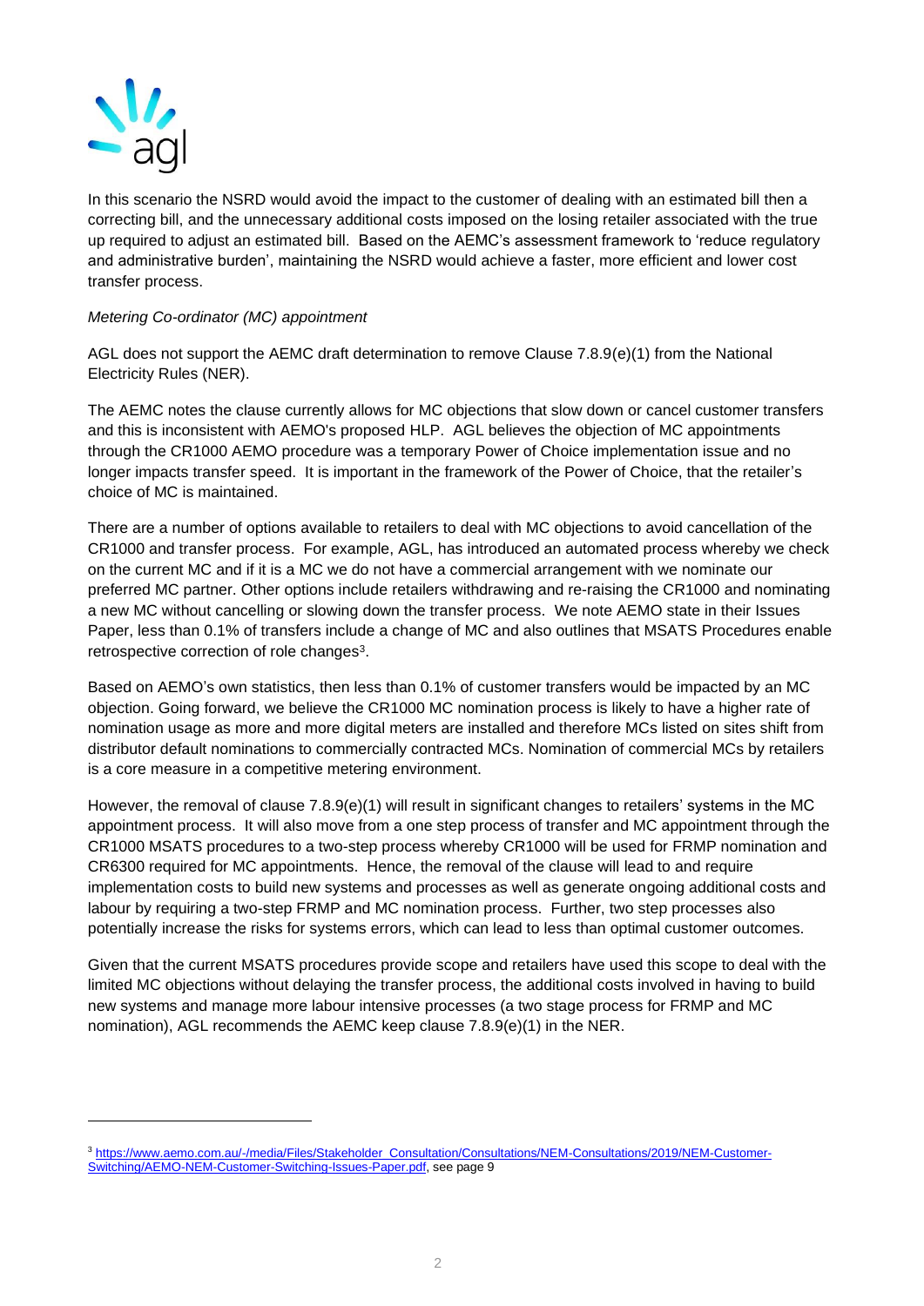In this scenario the NSRD would avoid the impact to the customer of dealing with an estimated bill then a correcting bill, and the unnecessary additional costs imposed on the losing retailer associated with the true up required to adjust an estimated bill. Based on the AEMC's assessment framework to 'reduce regulatory and administrative burden', maintaining the NSRD would achieve a faster, more efficient and lower cost transfer process.

*Metering Co-ordinator (MC) appointment*

AGL does not support the AEMC draft determination to remove Clause 7.8.9(e)(1) from the National Electricity Rules (NER).

The AEMC notes the clause currently allows for MC objections that slow down or cancel customer transfers and this is inconsistent with AEMO's proposed HLP. AGL believes the objection of MC appointments through the CR1000 AEMO procedure was a temporary Power of Choice implementation issue and no longer impacts transfer speed. It is important in the framework of the Power of Choice, that the retailer's choice of MC is maintained.

There are a number of options available to retailers to deal with MC objections to avoid cancellation of the CR1000 and transfer process. For example, AGL, has introduced an automated process whereby we check on the current MC and if it is a MC we do not have a commercial arrangement with we nominate our preferred MC partner. Other options include retailers withdrawing and re-raising the CR1000 and nominating a new MC without cancelling or slowing down the transfer process. We note AEMO state in their Issues Paper, less than 0.1% of transfers include a change of MC and also outlines that MSATS Procedures enable retrospective correction of role changes[3].

Based on AEMO's own statistics, then less than 0.1% of customer transfers would be impacted by an MC objection. Going forward, we believe the CR1000 MC nomination process is likely to have a higher rate of nomination usage as more and more digital meters are installed and therefore MCs listed on sites shift from distributor default nominations to commercially contracted MCs. Nomination of commercial MCs by retailers is a core measure in a competitive metering environment.

However, the removal of clause 7.8.9(e)(1) will result in significant changes to retailers' systems in the MC appointment process. It will also move from a one step process of transfer and MC appointment through the CR1000 MSATS procedures to a two-step process whereby CR1000 will be used for FRMP nomination and CR6300 required for MC appointments. Hence, the removal of the clause will lead to and require implementation costs to build new systems and processes as well as generate ongoing additional costs and labour by requiring a two-step FRMP and MC nomination process. Further, two step processes also potentially increase the risks for systems errors, which can lead to less than optimal customer outcomes.

Given that the current MSATS procedures provide scope and retailers have used this scope to deal with the limited MC objections without delaying the transfer process, the additional costs involved in having to build new systems and manage more labour intensive processes (a two stage process for FRMP and MC nomination), AGL recommends the AEMC keep clause 7.8.9(e)(1) in the NER.

---

[3] https://www.aemo.com.au/-/media/Files/Stakeholder_Consultation/Consultations/NEM-Consultations/2019/NEM-Customer-Switching/AEMO-NEM-Customer-Switching-Issues-Paper.pdf, see page 9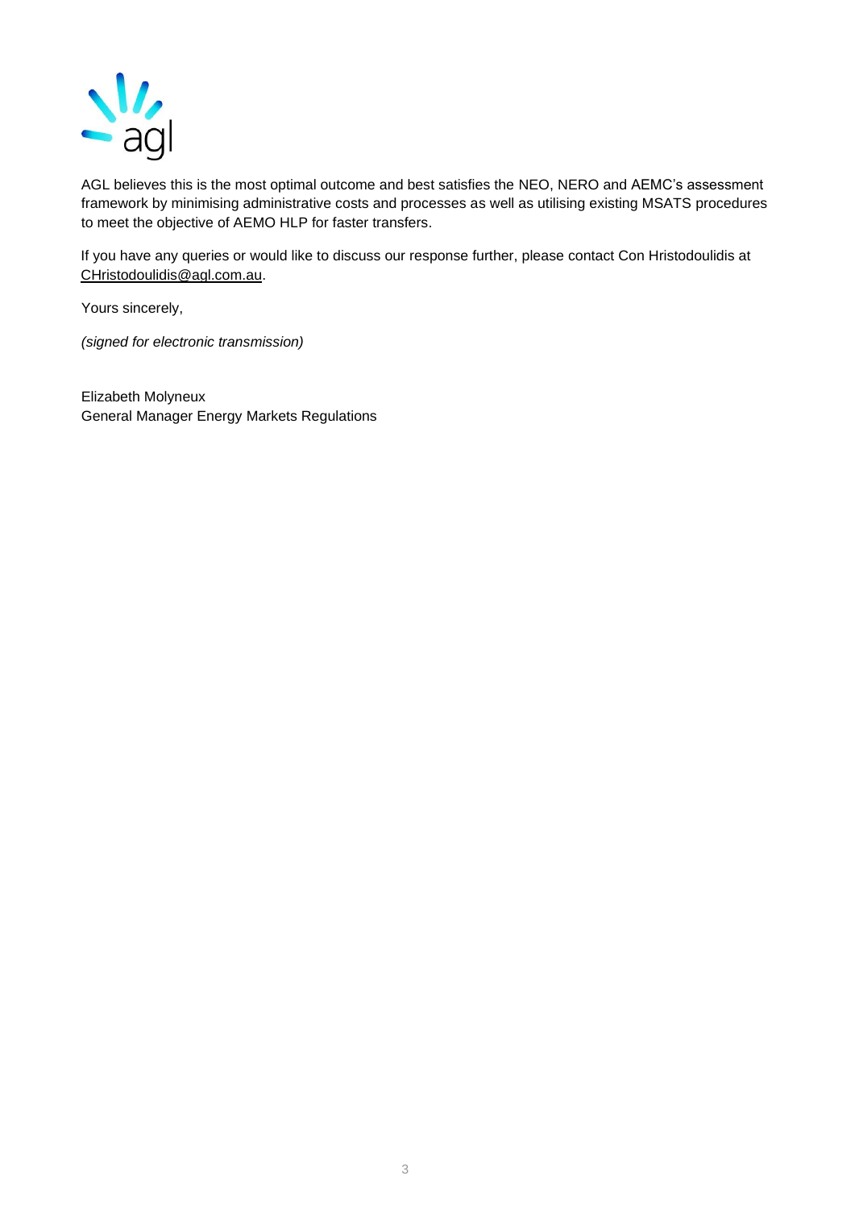AGL believes this is the most optimal outcome and best satisfies the NEO, NERO and AEMC's assessment framework by minimising administrative costs and processes as well as utilising existing MSATS procedures to meet the objective of AEMO HLP for faster transfers.

If you have any queries or would like to discuss our response further, please contact Con Hristodoulidis at CHristodoulidis@agl.com.au.

Yours sincerely,

*(signed for electronic transmission)*

Elizabeth Molyneux
General Manager Energy Markets Regulations